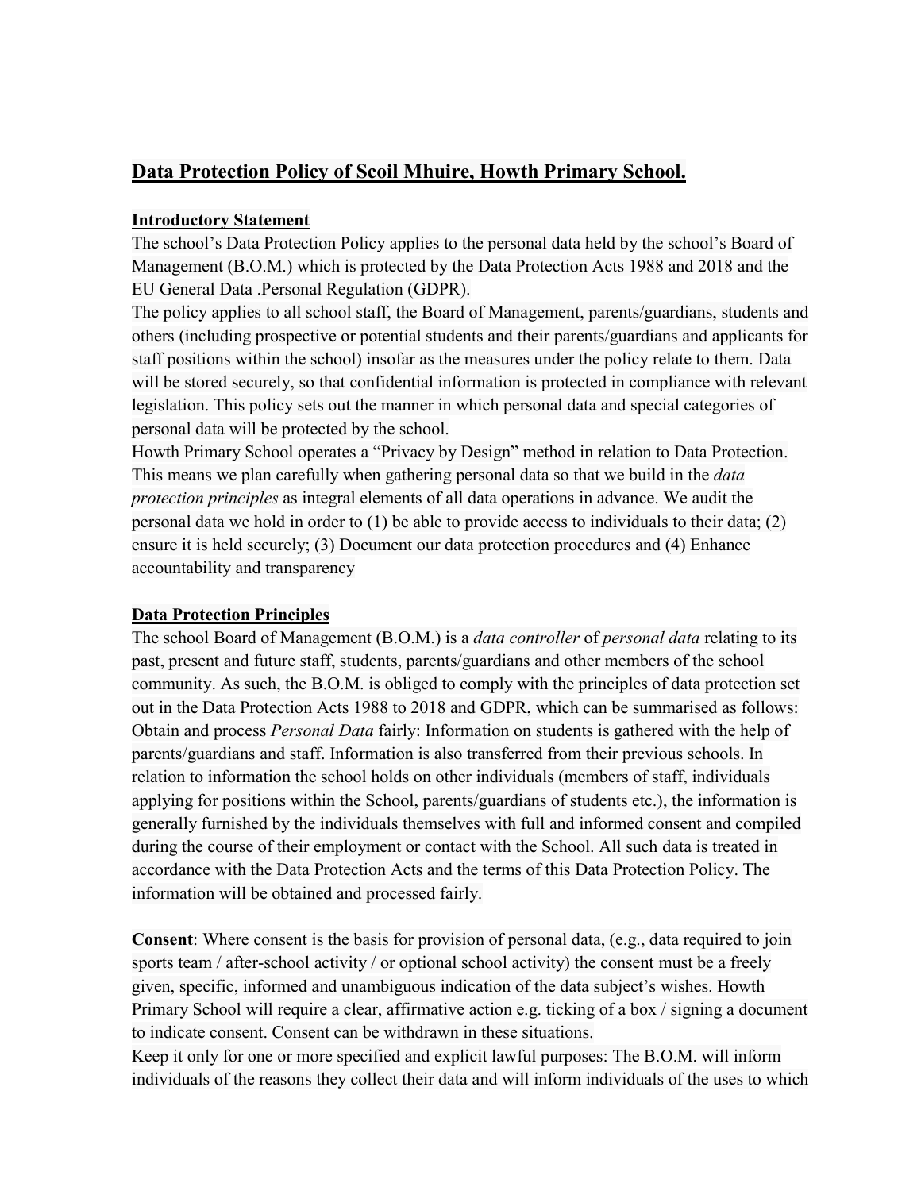## Data Protection Policy of Scoil Mhuire, Howth Primary School.

**Introductory Statement**

The school's Data Protection Policy applies to the personal data held by the school's Board of Management (B.O.M.) which is protected by the Data Protection Acts 1988 and 2018 and the EU General Data .Personal Regulation (GDPR).

The policy applies to all school staff, the Board of Management, parents/guardians, students and others (including prospective or potential students and their parents/guardians and applicants for staff positions within the school) insofar as the measures under the policy relate to them. Data will be stored securely, so that confidential information is protected in compliance with relevant legislation. This policy sets out the manner in which personal data and special categories of personal data will be protected by the school.

Howth Primary School operates a "Privacy by Design" method in relation to Data Protection. This means we plan carefully when gathering personal data so that we build in the *data protection principles* as integral elements of all data operations in advance. We audit the personal data we hold in order to (1) be able to provide access to individuals to their data; (2) ensure it is held securely; (3) Document our data protection procedures and (4) Enhance accountability and transparency

**Data Protection Principles**

The school Board of Management (B.O.M.) is a *data controller* of *personal data* relating to its past, present and future staff, students, parents/guardians and other members of the school community. As such, the B.O.M. is obliged to comply with the principles of data protection set out in the Data Protection Acts 1988 to 2018 and GDPR, which can be summarised as follows:

Obtain and process *Personal Data* fairly: Information on students is gathered with the help of parents/guardians and staff. Information is also transferred from their previous schools. In relation to information the school holds on other individuals (members of staff, individuals applying for positions within the School, parents/guardians of students etc.), the information is generally furnished by the individuals themselves with full and informed consent and compiled during the course of their employment or contact with the School. All such data is treated in accordance with the Data Protection Acts and the terms of this Data Protection Policy. The information will be obtained and processed fairly.

**Consent**: Where consent is the basis for provision of personal data, (e.g., data required to join sports team / after-school activity / or optional school activity) the consent must be a freely given, specific, informed and unambiguous indication of the data subject's wishes. Howth Primary School will require a clear, affirmative action e.g. ticking of a box / signing a document to indicate consent. Consent can be withdrawn in these situations.

Keep it only for one or more specified and explicit lawful purposes: The B.O.M. will inform individuals of the reasons they collect their data and will inform individuals of the uses to which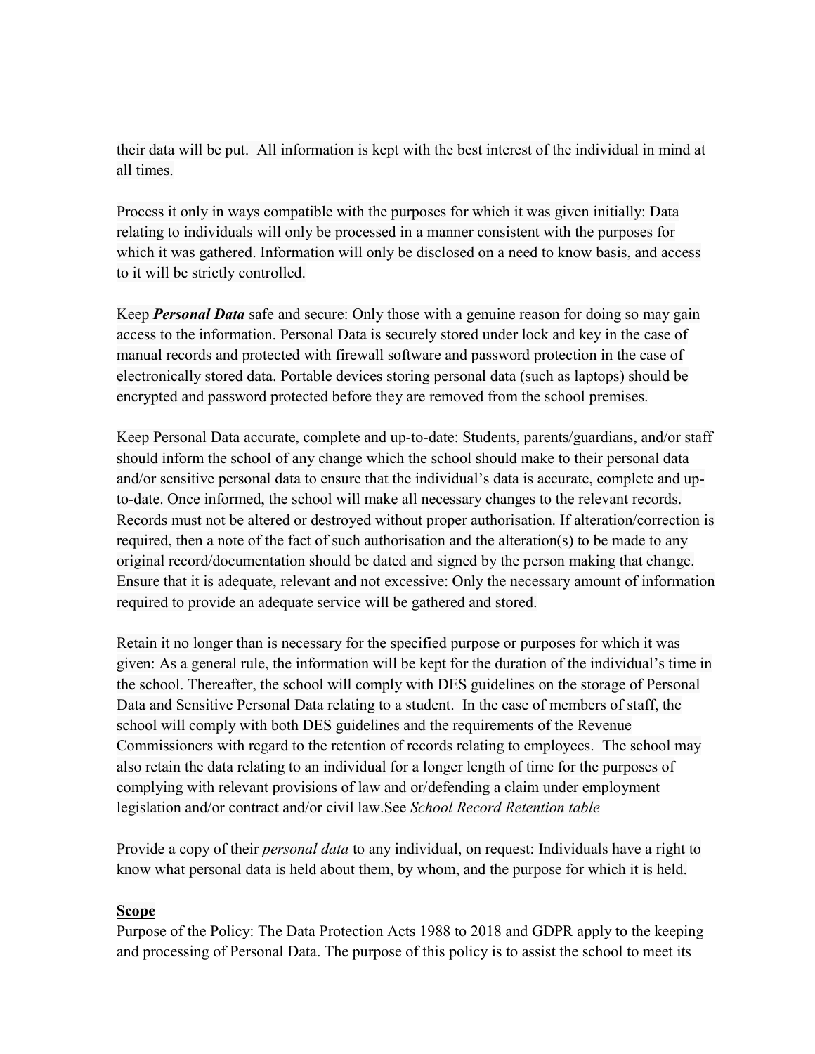their data will be put. All information is kept with the best interest of the individual in mind at all times.

Process it only in ways compatible with the purposes for which it was given initially: Data relating to individuals will only be processed in a manner consistent with the purposes for which it was gathered. Information will only be disclosed on a need to know basis, and access to it will be strictly controlled.

Keep ***Personal Data*** safe and secure: Only those with a genuine reason for doing so may gain access to the information. Personal Data is securely stored under lock and key in the case of manual records and protected with firewall software and password protection in the case of electronically stored data. Portable devices storing personal data (such as laptops) should be encrypted and password protected before they are removed from the school premises.

Keep Personal Data accurate, complete and up-to-date: Students, parents/guardians, and/or staff should inform the school of any change which the school should make to their personal data and/or sensitive personal data to ensure that the individual's data is accurate, complete and up-to-date. Once informed, the school will make all necessary changes to the relevant records. Records must not be altered or destroyed without proper authorisation. If alteration/correction is required, then a note of the fact of such authorisation and the alteration(s) to be made to any original record/documentation should be dated and signed by the person making that change. Ensure that it is adequate, relevant and not excessive: Only the necessary amount of information required to provide an adequate service will be gathered and stored.

Retain it no longer than is necessary for the specified purpose or purposes for which it was given: As a general rule, the information will be kept for the duration of the individual's time in the school. Thereafter, the school will comply with DES guidelines on the storage of Personal Data and Sensitive Personal Data relating to a student. In the case of members of staff, the school will comply with both DES guidelines and the requirements of the Revenue Commissioners with regard to the retention of records relating to employees. The school may also retain the data relating to an individual for a longer length of time for the purposes of complying with relevant provisions of law and or/defending a claim under employment legislation and/or contract and/or civil law.See *School Record Retention table*

Provide a copy of their *personal data* to any individual, on request: Individuals have a right to know what personal data is held about them, by whom, and the purpose for which it is held.

## Scope

Purpose of the Policy: The Data Protection Acts 1988 to 2018 and GDPR apply to the keeping and processing of Personal Data. The purpose of this policy is to assist the school to meet its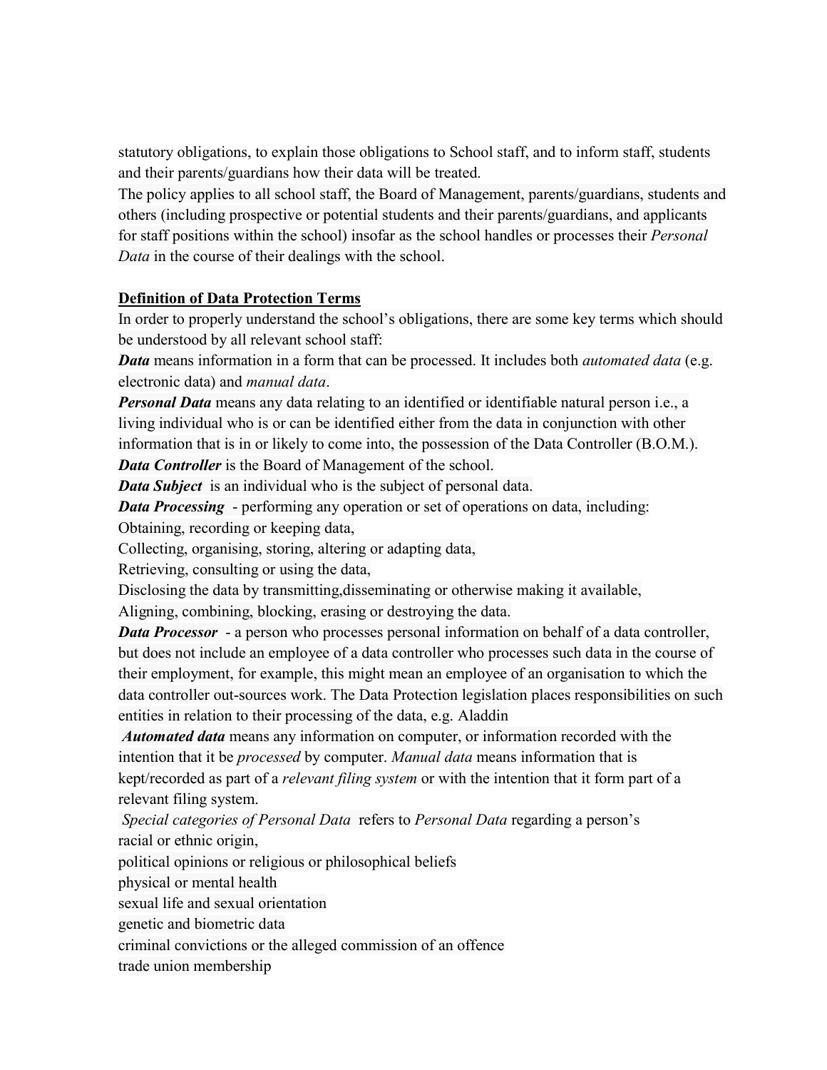statutory obligations, to explain those obligations to School staff, and to inform staff, students and their parents/guardians how their data will be treated.

The policy applies to all school staff, the Board of Management, parents/guardians, students and others (including prospective or potential students and their parents/guardians, and applicants for staff positions within the school) insofar as the school handles or processes their *Personal Data* in the course of their dealings with the school.

**Definition of Data Protection Terms**

In order to properly understand the school's obligations, there are some key terms which should be understood by all relevant school staff:

***Data*** means information in a form that can be processed. It includes both *automated data* (e.g. electronic data) and *manual data*.

***Personal Data*** means any data relating to an identified or identifiable natural person i.e., a living individual who is or can be identified either from the data in conjunction with other information that is in or likely to come into, the possession of the Data Controller (B.O.M.).

***Data Controller*** is the Board of Management of the school.

***Data Subject*** is an individual who is the subject of personal data.

***Data Processing*** - performing any operation or set of operations on data, including:

Obtaining, recording or keeping data,
Collecting, organising, storing, altering or adapting data,
Retrieving, consulting or using the data,
Disclosing the data by transmitting,disseminating or otherwise making it available,
Aligning, combining, blocking, erasing or destroying the data.

***Data Processor*** - a person who processes personal information on behalf of a data controller, but does not include an employee of a data controller who processes such data in the course of their employment, for example, this might mean an employee of an organisation to which the data controller out-sources work. The Data Protection legislation places responsibilities on such entities in relation to their processing of the data, e.g. Aladdin

***Automated data*** means any information on computer, or information recorded with the intention that it be *processed* by computer. *Manual data* means information that is kept/recorded as part of a *relevant filing system* or with the intention that it form part of a relevant filing system.

*Special categories of Personal Data* refers to *Personal Data* regarding a person's
racial or ethnic origin,
political opinions or religious or philosophical beliefs
physical or mental health
sexual life and sexual orientation
genetic and biometric data
criminal convictions or the alleged commission of an offence
trade union membership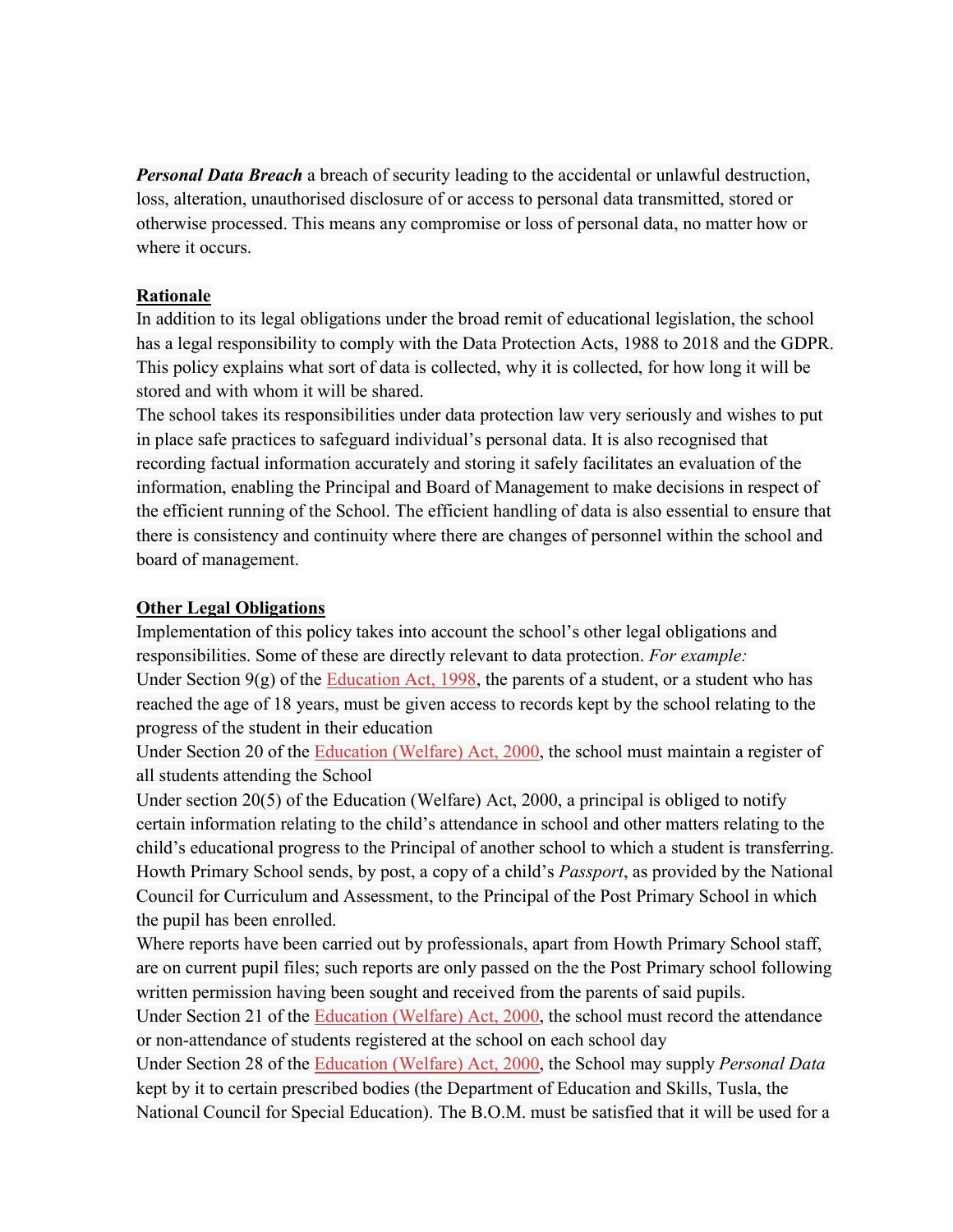***Personal Data Breach*** a breach of security leading to the accidental or unlawful destruction, loss, alteration, unauthorised disclosure of or access to personal data transmitted, stored or otherwise processed. This means any compromise or loss of personal data, no matter how or where it occurs.

**Rationale**

In addition to its legal obligations under the broad remit of educational legislation, the school has a legal responsibility to comply with the Data Protection Acts, 1988 to 2018 and the GDPR. This policy explains what sort of data is collected, why it is collected, for how long it will be stored and with whom it will be shared.

The school takes its responsibilities under data protection law very seriously and wishes to put in place safe practices to safeguard individual's personal data. It is also recognised that recording factual information accurately and storing it safely facilitates an evaluation of the information, enabling the Principal and Board of Management to make decisions in respect of the efficient running of the School. The efficient handling of data is also essential to ensure that there is consistency and continuity where there are changes of personnel within the school and board of management.

**Other Legal Obligations**

Implementation of this policy takes into account the school's other legal obligations and responsibilities. Some of these are directly relevant to data protection. *For example:*

Under Section 9(g) of the Education Act, 1998, the parents of a student, or a student who has reached the age of 18 years, must be given access to records kept by the school relating to the progress of the student in their education

Under Section 20 of the Education (Welfare) Act, 2000, the school must maintain a register of all students attending the School

Under section 20(5) of the Education (Welfare) Act, 2000, a principal is obliged to notify certain information relating to the child's attendance in school and other matters relating to the child's educational progress to the Principal of another school to which a student is transferring. Howth Primary School sends, by post, a copy of a child's *Passport*, as provided by the National Council for Curriculum and Assessment, to the Principal of the Post Primary School in which the pupil has been enrolled.

Where reports have been carried out by professionals, apart from Howth Primary School staff, are on current pupil files; such reports are only passed on the the Post Primary school following written permission having been sought and received from the parents of said pupils.

Under Section 21 of the Education (Welfare) Act, 2000, the school must record the attendance or non-attendance of students registered at the school on each school day

Under Section 28 of the Education (Welfare) Act, 2000, the School may supply *Personal Data* kept by it to certain prescribed bodies (the Department of Education and Skills, Tusla, the National Council for Special Education). The B.O.M. must be satisfied that it will be used for a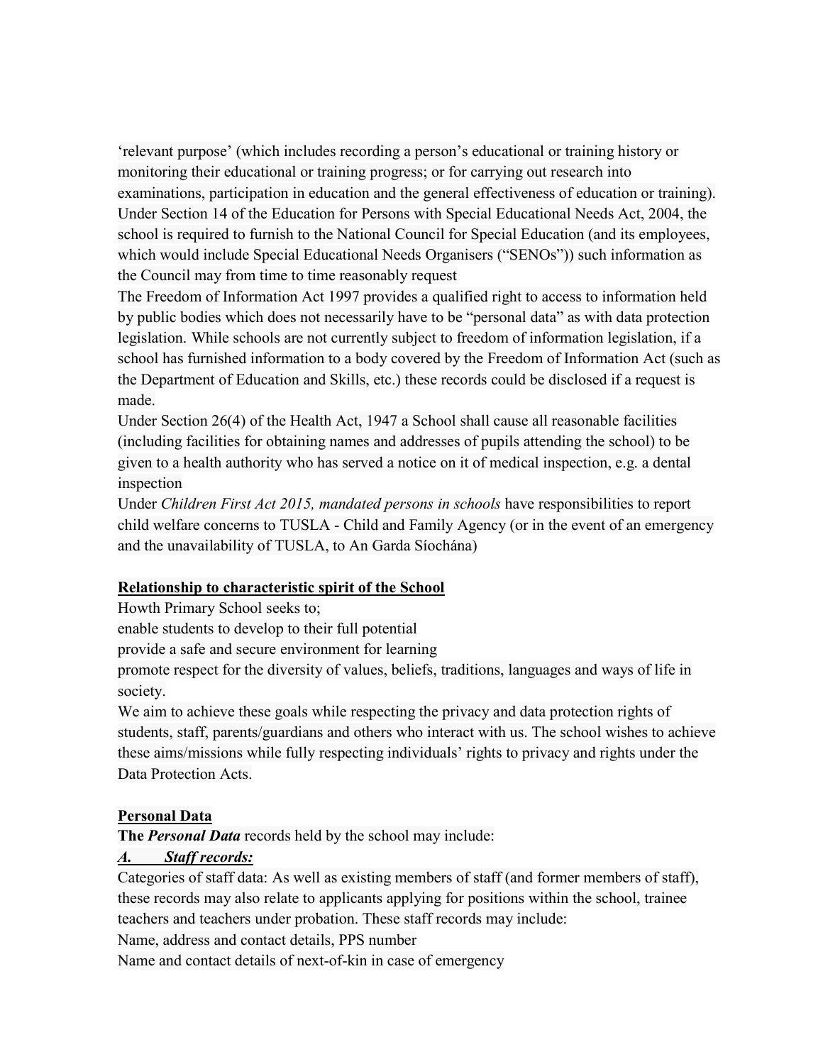'relevant purpose' (which includes recording a person's educational or training history or monitoring their educational or training progress; or for carrying out research into examinations, participation in education and the general effectiveness of education or training).

Under Section 14 of the Education for Persons with Special Educational Needs Act, 2004, the school is required to furnish to the National Council for Special Education (and its employees, which would include Special Educational Needs Organisers ("SENOs")) such information as the Council may from time to time reasonably request

The Freedom of Information Act 1997 provides a qualified right to access to information held by public bodies which does not necessarily have to be "personal data" as with data protection legislation. While schools are not currently subject to freedom of information legislation, if a school has furnished information to a body covered by the Freedom of Information Act (such as the Department of Education and Skills, etc.) these records could be disclosed if a request is made.

Under Section 26(4) of the Health Act, 1947 a School shall cause all reasonable facilities (including facilities for obtaining names and addresses of pupils attending the school) to be given to a health authority who has served a notice on it of medical inspection, e.g. a dental inspection

Under *Children First Act 2015, mandated persons in schools* have responsibilities to report child welfare concerns to TUSLA - Child and Family Agency (or in the event of an emergency and the unavailability of TUSLA, to An Garda Síochána)

**Relationship to characteristic spirit of the School**

Howth Primary School seeks to;

enable students to develop to their full potential

provide a safe and secure environment for learning

promote respect for the diversity of values, beliefs, traditions, languages and ways of life in society.

We aim to achieve these goals while respecting the privacy and data protection rights of students, staff, parents/guardians and others who interact with us. The school wishes to achieve these aims/missions while fully respecting individuals' rights to privacy and rights under the Data Protection Acts.

**Personal Data**

**The *Personal Data*** records held by the school may include:

***A. Staff records:***

Categories of staff data: As well as existing members of staff (and former members of staff), these records may also relate to applicants applying for positions within the school, trainee teachers and teachers under probation. These staff records may include:

Name, address and contact details, PPS number

Name and contact details of next-of-kin in case of emergency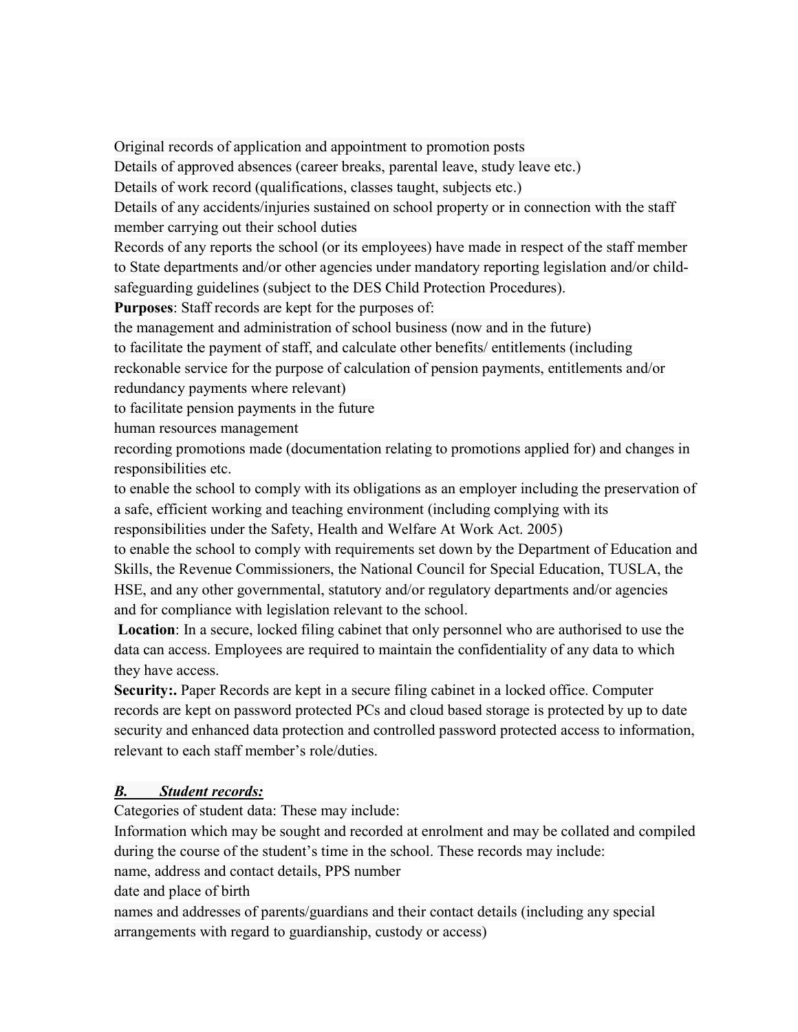Original records of application and appointment to promotion posts

Details of approved absences (career breaks, parental leave, study leave etc.)

Details of work record (qualifications, classes taught, subjects etc.)

Details of any accidents/injuries sustained on school property or in connection with the staff member carrying out their school duties

Records of any reports the school (or its employees) have made in respect of the staff member to State departments and/or other agencies under mandatory reporting legislation and/or child-safeguarding guidelines (subject to the DES Child Protection Procedures).

**Purposes**: Staff records are kept for the purposes of:

the management and administration of school business (now and in the future)

to facilitate the payment of staff, and calculate other benefits/ entitlements (including reckonable service for the purpose of calculation of pension payments, entitlements and/or redundancy payments where relevant)

to facilitate pension payments in the future

human resources management

recording promotions made (documentation relating to promotions applied for) and changes in responsibilities etc.

to enable the school to comply with its obligations as an employer including the preservation of a safe, efficient working and teaching environment (including complying with its responsibilities under the Safety, Health and Welfare At Work Act. 2005)

to enable the school to comply with requirements set down by the Department of Education and Skills, the Revenue Commissioners, the National Council for Special Education, TUSLA, the HSE, and any other governmental, statutory and/or regulatory departments and/or agencies and for compliance with legislation relevant to the school.

**Location**: In a secure, locked filing cabinet that only personnel who are authorised to use the data can access. Employees are required to maintain the confidentiality of any data to which they have access.

**Security:.** Paper Records are kept in a secure filing cabinet in a locked office. Computer records are kept on password protected PCs and cloud based storage is protected by up to date security and enhanced data protection and controlled password protected access to information, relevant to each staff member's role/duties.

***B. Student records:***

Categories of student data: These may include:

Information which may be sought and recorded at enrolment and may be collated and compiled during the course of the student's time in the school. These records may include:

name, address and contact details, PPS number

date and place of birth

names and addresses of parents/guardians and their contact details (including any special arrangements with regard to guardianship, custody or access)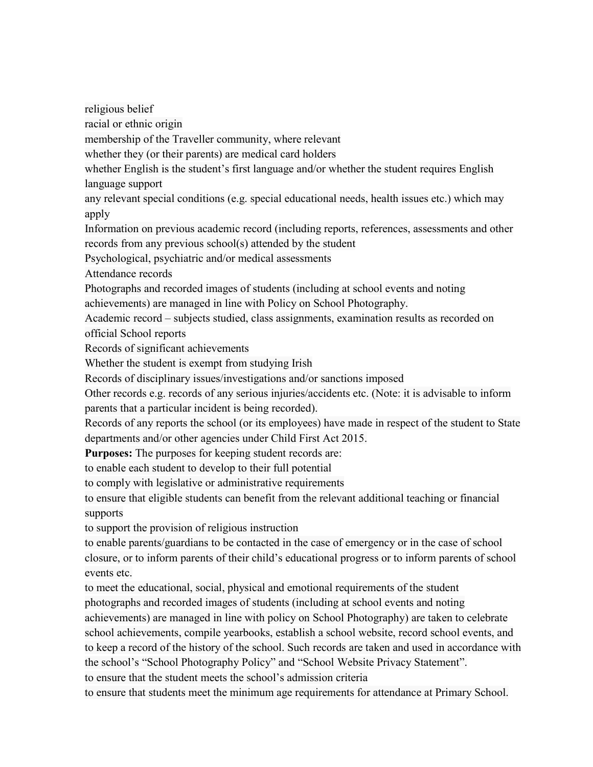religious belief

racial or ethnic origin

membership of the Traveller community, where relevant

whether they (or their parents) are medical card holders

whether English is the student's first language and/or whether the student requires English language support

any relevant special conditions (e.g. special educational needs, health issues etc.) which may apply

Information on previous academic record (including reports, references, assessments and other records from any previous school(s) attended by the student

Psychological, psychiatric and/or medical assessments

Attendance records

Photographs and recorded images of students (including at school events and noting achievements) are managed in line with Policy on School Photography.

Academic record – subjects studied, class assignments, examination results as recorded on official School reports

Records of significant achievements

Whether the student is exempt from studying Irish

Records of disciplinary issues/investigations and/or sanctions imposed

Other records e.g. records of any serious injuries/accidents etc. (Note: it is advisable to inform parents that a particular incident is being recorded).

Records of any reports the school (or its employees) have made in respect of the student to State departments and/or other agencies under Child First Act 2015.

**Purposes:** The purposes for keeping student records are:

to enable each student to develop to their full potential

to comply with legislative or administrative requirements

to ensure that eligible students can benefit from the relevant additional teaching or financial supports

to support the provision of religious instruction

to enable parents/guardians to be contacted in the case of emergency or in the case of school closure, or to inform parents of their child's educational progress or to inform parents of school events etc.

to meet the educational, social, physical and emotional requirements of the student

photographs and recorded images of students (including at school events and noting achievements) are managed in line with policy on School Photography) are taken to celebrate school achievements, compile yearbooks, establish a school website, record school events, and to keep a record of the history of the school. Such records are taken and used in accordance with the school's "School Photography Policy" and "School Website Privacy Statement".

to ensure that the student meets the school's admission criteria

to ensure that students meet the minimum age requirements for attendance at Primary School.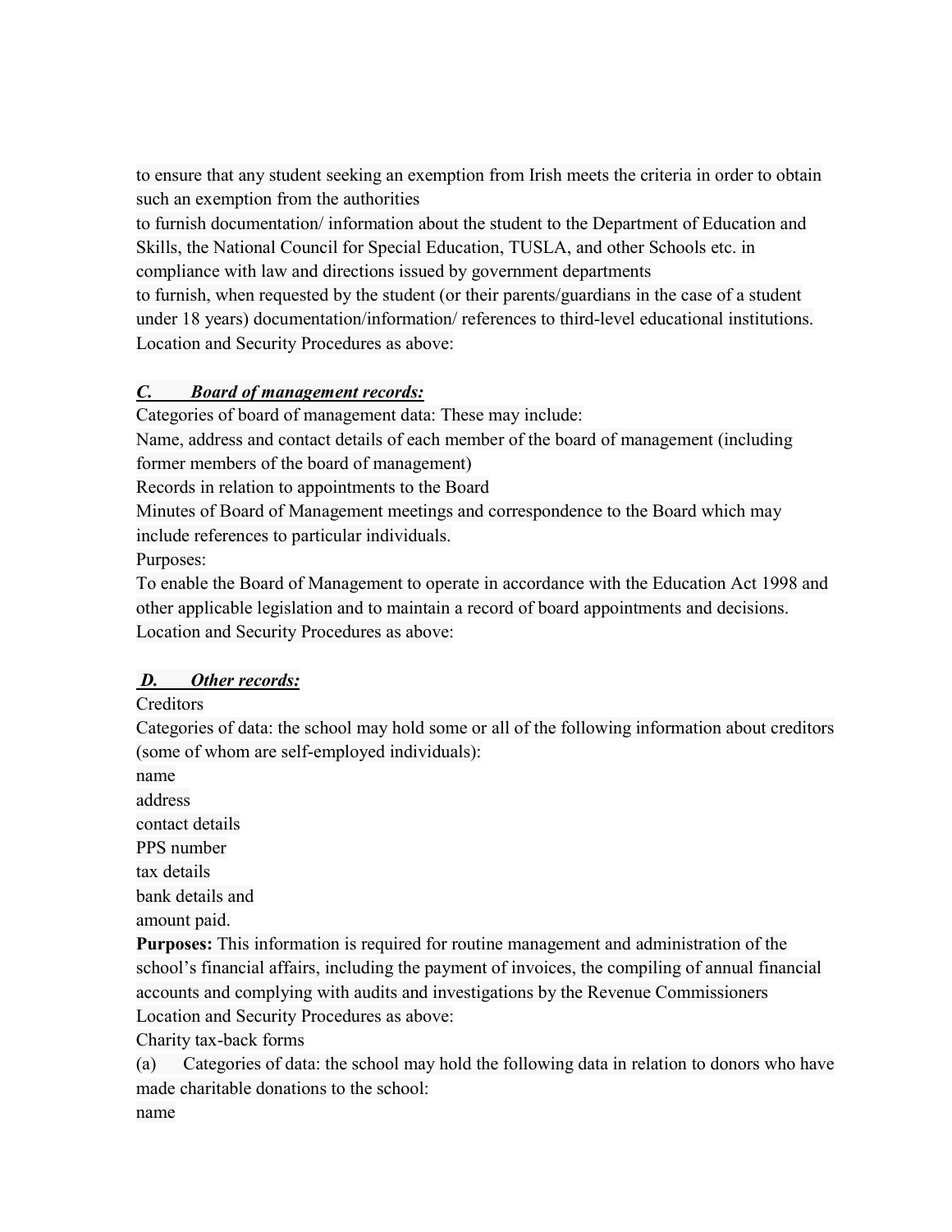to ensure that any student seeking an exemption from Irish meets the criteria in order to obtain such an exemption from the authorities

to furnish documentation/ information about the student to the Department of Education and Skills, the National Council for Special Education, TUSLA, and other Schools etc. in compliance with law and directions issued by government departments

to furnish, when requested by the student (or their parents/guardians in the case of a student under 18 years) documentation/information/ references to third-level educational institutions.

Location and Security Procedures as above:

***<u>C. Board of management records:</u>***

Categories of board of management data: These may include:

Name, address and contact details of each member of the board of management (including former members of the board of management)

Records in relation to appointments to the Board

Minutes of Board of Management meetings and correspondence to the Board which may include references to particular individuals.

Purposes:

To enable the Board of Management to operate in accordance with the Education Act 1998 and other applicable legislation and to maintain a record of board appointments and decisions.

Location and Security Procedures as above:

***<u>D. Other records:</u>***

Creditors

Categories of data: the school may hold some or all of the following information about creditors (some of whom are self-employed individuals):

name

address

contact details

PPS number

tax details

bank details and

amount paid.

**Purposes:** This information is required for routine management and administration of the school's financial affairs, including the payment of invoices, the compiling of annual financial accounts and complying with audits and investigations by the Revenue Commissioners

Location and Security Procedures as above:

Charity tax-back forms

(a) Categories of data: the school may hold the following data in relation to donors who have made charitable donations to the school:

name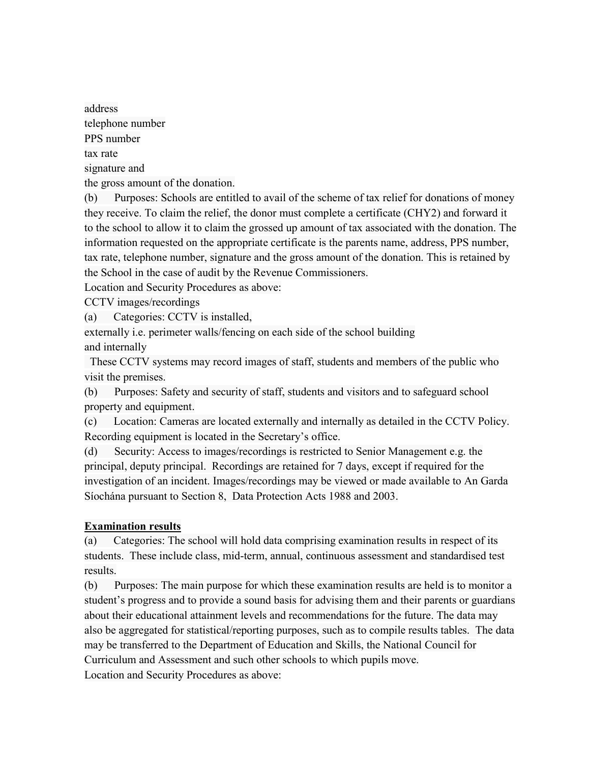address

telephone number

PPS number

tax rate

signature and

the gross amount of the donation.

(b) Purposes: Schools are entitled to avail of the scheme of tax relief for donations of money they receive. To claim the relief, the donor must complete a certificate (CHY2) and forward it to the school to allow it to claim the grossed up amount of tax associated with the donation. The information requested on the appropriate certificate is the parents name, address, PPS number, tax rate, telephone number, signature and the gross amount of the donation. This is retained by the School in the case of audit by the Revenue Commissioners.

Location and Security Procedures as above:

CCTV images/recordings

(a) Categories: CCTV is installed,

externally i.e. perimeter walls/fencing on each side of the school building

and internally

These CCTV systems may record images of staff, students and members of the public who visit the premises.

(b) Purposes: Safety and security of staff, students and visitors and to safeguard school property and equipment.

(c) Location: Cameras are located externally and internally as detailed in the CCTV Policy. Recording equipment is located in the Secretary's office.

(d) Security: Access to images/recordings is restricted to Senior Management e.g. the principal, deputy principal. Recordings are retained for 7 days, except if required for the investigation of an incident. Images/recordings may be viewed or made available to An Garda Síochána pursuant to Section 8, Data Protection Acts 1988 and 2003.

**Examination results**

(a) Categories: The school will hold data comprising examination results in respect of its students. These include class, mid-term, annual, continuous assessment and standardised test results.

(b) Purposes: The main purpose for which these examination results are held is to monitor a student's progress and to provide a sound basis for advising them and their parents or guardians about their educational attainment levels and recommendations for the future. The data may also be aggregated for statistical/reporting purposes, such as to compile results tables. The data may be transferred to the Department of Education and Skills, the National Council for Curriculum and Assessment and such other schools to which pupils move.

Location and Security Procedures as above: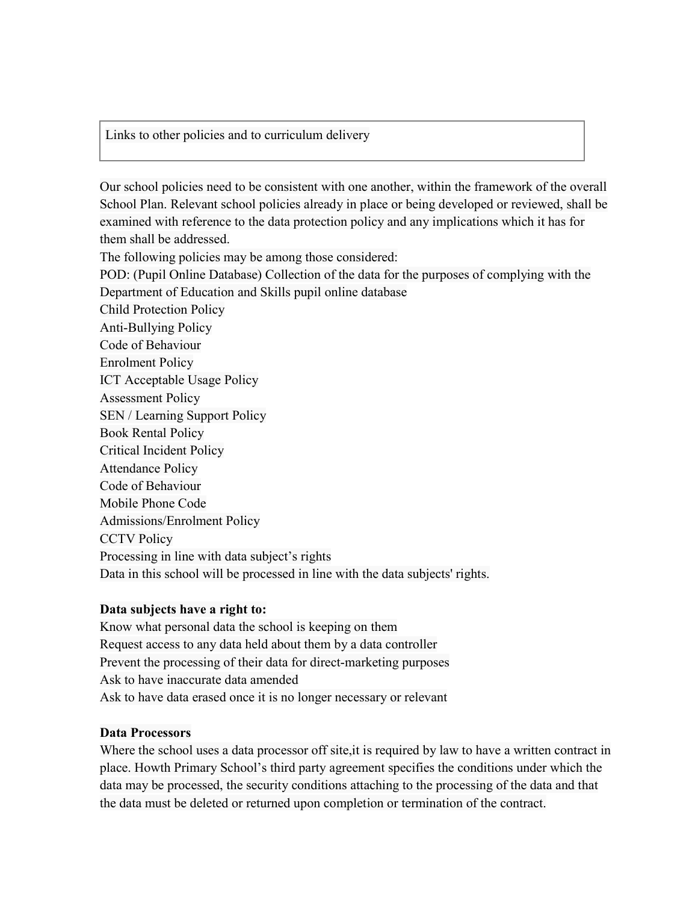## Links to other policies and to curriculum delivery

Our school policies need to be consistent with one another, within the framework of the overall School Plan. Relevant school policies already in place or being developed or reviewed, shall be examined with reference to the data protection policy and any implications which it has for them shall be addressed.

The following policies may be among those considered:

POD: (Pupil Online Database) Collection of the data for the purposes of complying with the Department of Education and Skills pupil online database

Child Protection Policy

Anti-Bullying Policy

Code of Behaviour

Enrolment Policy

ICT Acceptable Usage Policy

Assessment Policy

SEN / Learning Support Policy

Book Rental Policy

Critical Incident Policy

Attendance Policy

Code of Behaviour

Mobile Phone Code

Admissions/Enrolment Policy

CCTV Policy

Processing in line with data subject's rights

Data in this school will be processed in line with the data subjects' rights.

**Data subjects have a right to:**

Know what personal data the school is keeping on them

Request access to any data held about them by a data controller

Prevent the processing of their data for direct-marketing purposes

Ask to have inaccurate data amended

Ask to have data erased once it is no longer necessary or relevant

**Data Processors**

Where the school uses a data processor off site,it is required by law to have a written contract in place. Howth Primary School's third party agreement specifies the conditions under which the data may be processed, the security conditions attaching to the processing of the data and that the data must be deleted or returned upon completion or termination of the contract.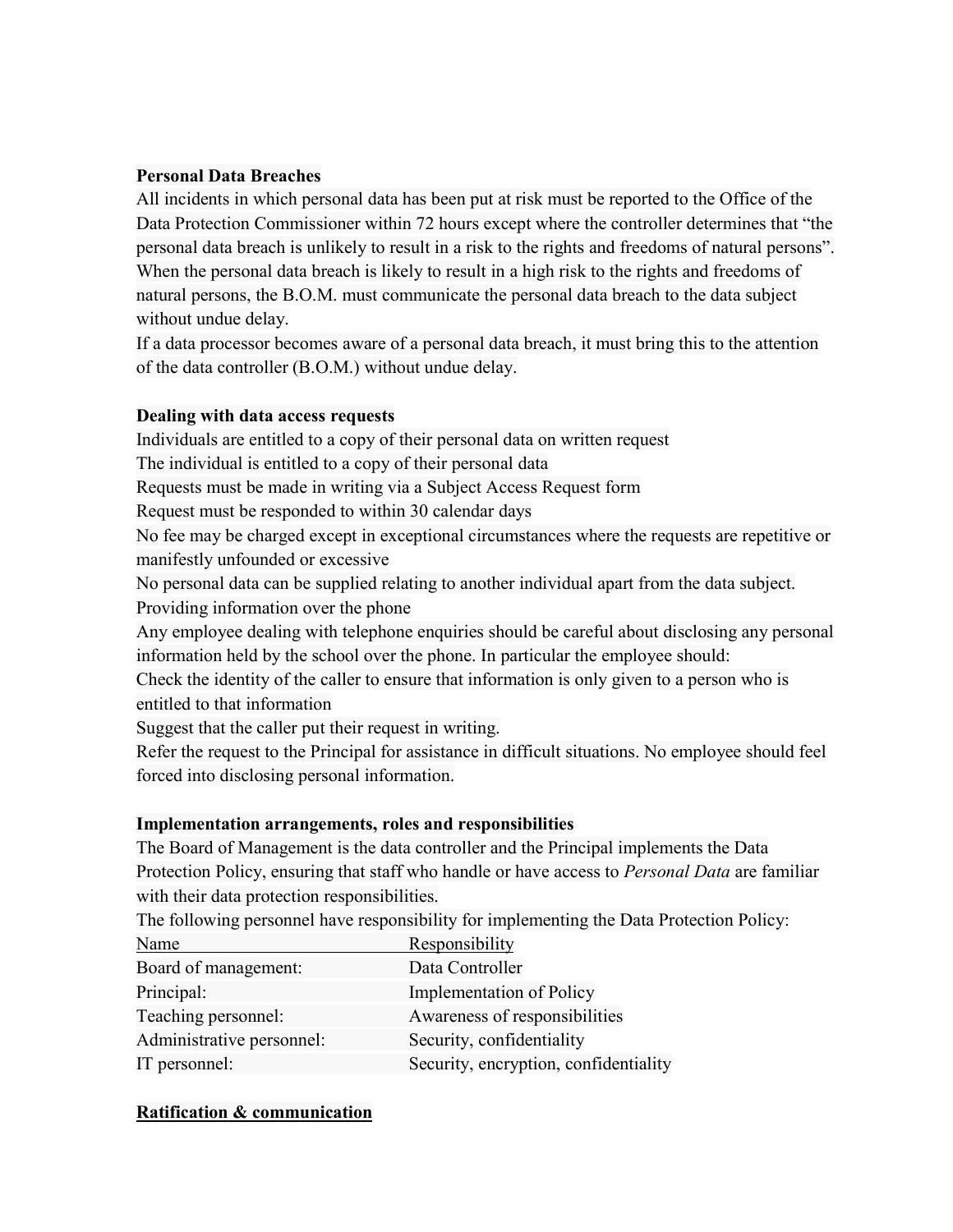**Personal Data Breaches**

All incidents in which personal data has been put at risk must be reported to the Office of the Data Protection Commissioner within 72 hours except where the controller determines that "the personal data breach is unlikely to result in a risk to the rights and freedoms of natural persons". When the personal data breach is likely to result in a high risk to the rights and freedoms of natural persons, the B.O.M. must communicate the personal data breach to the data subject without undue delay.

If a data processor becomes aware of a personal data breach, it must bring this to the attention of the data controller (B.O.M.) without undue delay.

**Dealing with data access requests**

Individuals are entitled to a copy of their personal data on written request

The individual is entitled to a copy of their personal data

Requests must be made in writing via a Subject Access Request form

Request must be responded to within 30 calendar days

No fee may be charged except in exceptional circumstances where the requests are repetitive or manifestly unfounded or excessive

No personal data can be supplied relating to another individual apart from the data subject.

Providing information over the phone

Any employee dealing with telephone enquiries should be careful about disclosing any personal information held by the school over the phone. In particular the employee should:

Check the identity of the caller to ensure that information is only given to a person who is entitled to that information

Suggest that the caller put their request in writing.

Refer the request to the Principal for assistance in difficult situations. No employee should feel forced into disclosing personal information.

**Implementation arrangements, roles and responsibilities**

The Board of Management is the data controller and the Principal implements the Data Protection Policy, ensuring that staff who handle or have access to *Personal Data* are familiar with their data protection responsibilities.

The following personnel have responsibility for implementing the Data Protection Policy:

| Name | Responsibility |
|---|---|
| Board of management: | Data Controller |
| Principal: | Implementation of Policy |
| Teaching personnel: | Awareness of responsibilities |
| Administrative personnel: | Security, confidentiality |
| IT personnel: | Security, encryption, confidentiality |

**Ratification & communication**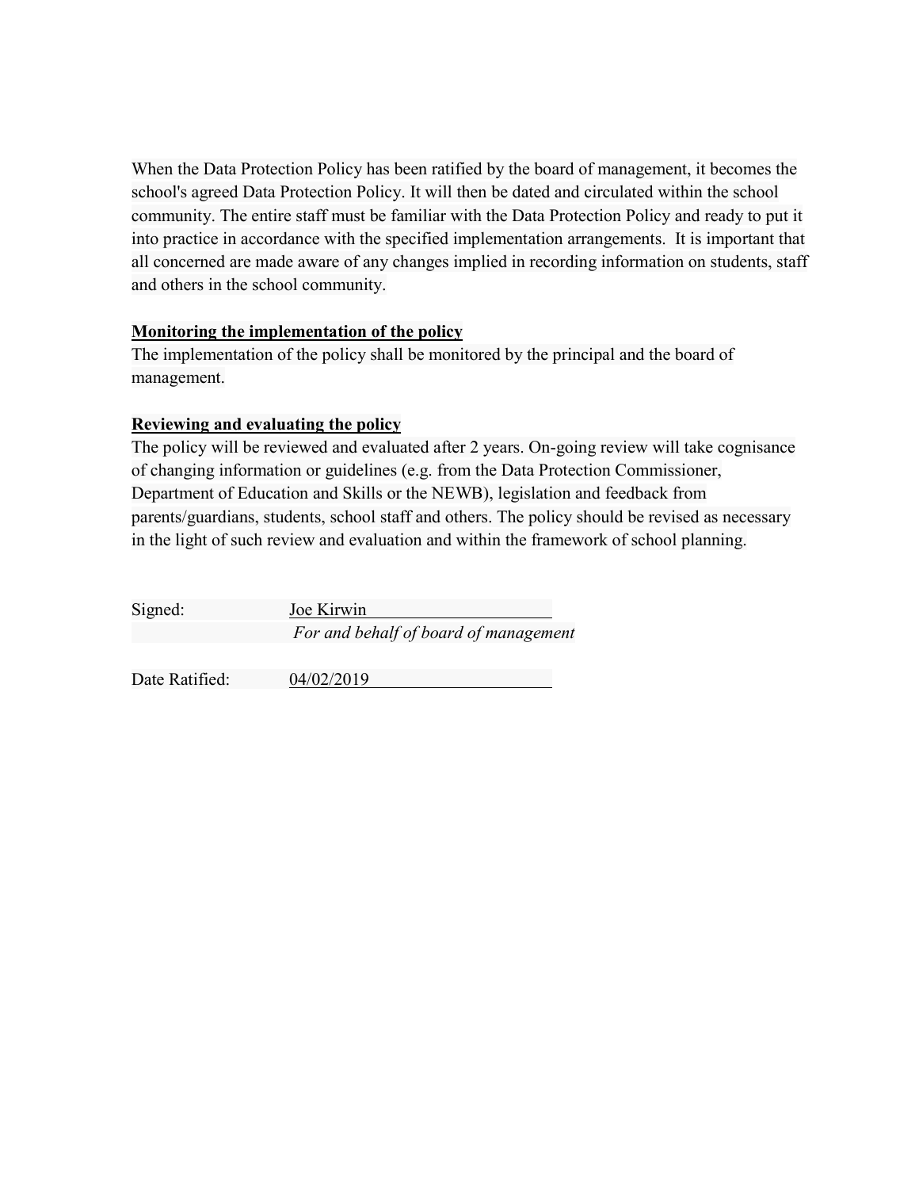When the Data Protection Policy has been ratified by the board of management, it becomes the school's agreed Data Protection Policy. It will then be dated and circulated within the school community. The entire staff must be familiar with the Data Protection Policy and ready to put it into practice in accordance with the specified implementation arrangements. It is important that all concerned are made aware of any changes implied in recording information on students, staff and others in the school community.

**Monitoring the implementation of the policy**

The implementation of the policy shall be monitored by the principal and the board of management.

**Reviewing and evaluating the policy**

The policy will be reviewed and evaluated after 2 years. On-going review will take cognisance of changing information or guidelines (e.g. from the Data Protection Commissioner, Department of Education and Skills or the NEWB), legislation and feedback from parents/guardians, students, school staff and others. The policy should be revised as necessary in the light of such review and evaluation and within the framework of school planning.

Signed: Joe Kirwin

*For and behalf of board of management*

Date Ratified: 04/02/2019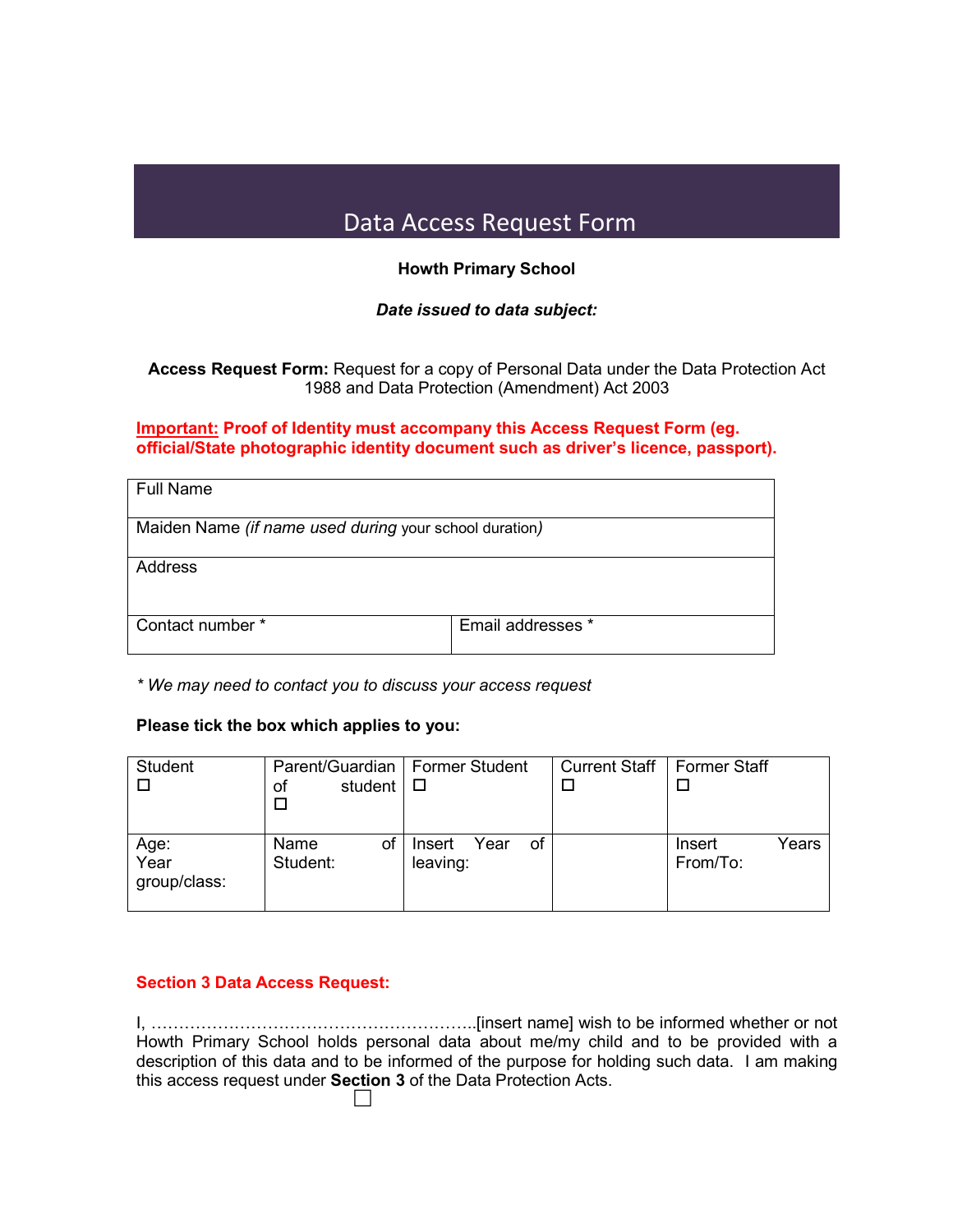# Data Access Request Form

**Howth Primary School**

***Date issued to data subject:***

**Access Request Form:** Request for a copy of Personal Data under the Data Protection Act 1988 and Data Protection (Amendment) Act 2003

**Important: Proof of Identity must accompany this Access Request Form (eg. official/State photographic identity document such as driver's licence, passport).**

| Full Name | |
|---|---|
| Maiden Name *(if name used during* your school duration*)* | |
| Address | |
| Contact number * | Email addresses * |

*\* We may need to contact you to discuss your access request*

**Please tick the box which applies to you:**

| Student ☐ | Parent/Guardian of student ☐ | Former Student ☐ | Current Staff ☐ | Former Staff ☐ |
|---|---|---|---|---|
| Age: Year group/class: | Name of Student: | Insert Year of leaving: | | Insert Years From/To: |

**Section 3 Data Access Request:**

I, …………………………………………………..[insert name] wish to be informed whether or not Howth Primary School holds personal data about me/my child and to be provided with a description of this data and to be informed of the purpose for holding such data. I am making this access request under **Section 3** of the Data Protection Acts.

☐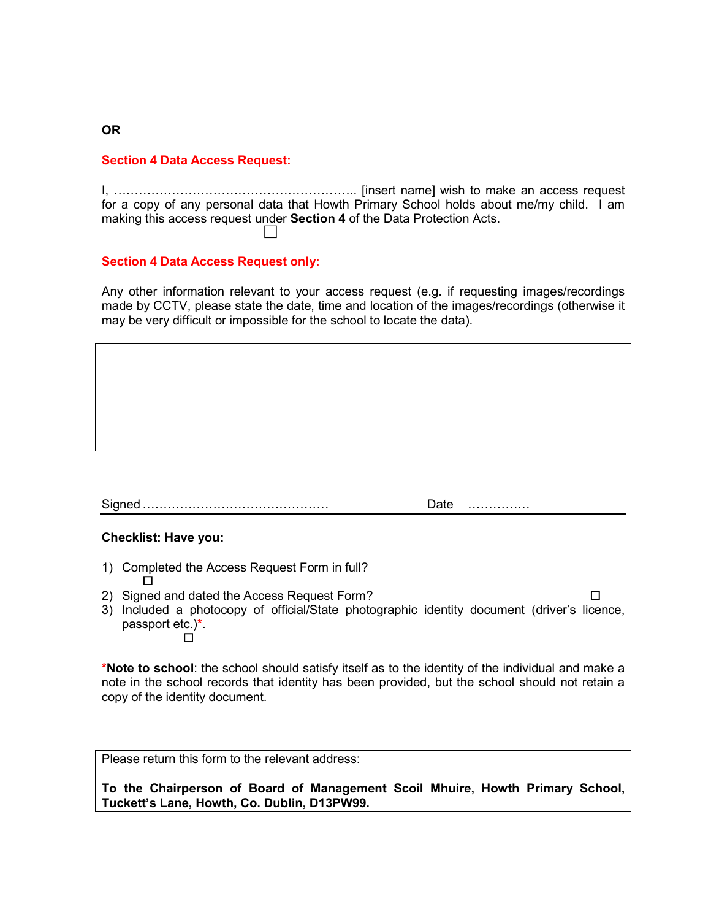**OR**

**Section 4 Data Access Request:**

I, ………………………………………………….. [insert name] wish to make an access request for a copy of any personal data that Howth Primary School holds about me/my child. I am making this access request under **Section 4** of the Data Protection Acts.

☐

**Section 4 Data Access Request only:**

Any other information relevant to your access request (e.g. if requesting images/recordings made by CCTV, please state the date, time and location of the images/recordings (otherwise it may be very difficult or impossible for the school to locate the data).

| |
|---|
| |

Signed ……………………………………… Date ……………

**Checklist: Have you:**

1) Completed the Access Request Form in full? ☐
2) Signed and dated the Access Request Form? ☐
3) Included a photocopy of official/State photographic identity document (driver's licence, passport etc.)*. ☐

***Note to school**: the school should satisfy itself as to the identity of the individual and make a note in the school records that identity has been provided, but the school should not retain a copy of the identity document.

Please return this form to the relevant address:

**To the Chairperson of Board of Management Scoil Mhuire, Howth Primary School, Tuckett's Lane, Howth, Co. Dublin, D13PW99.**